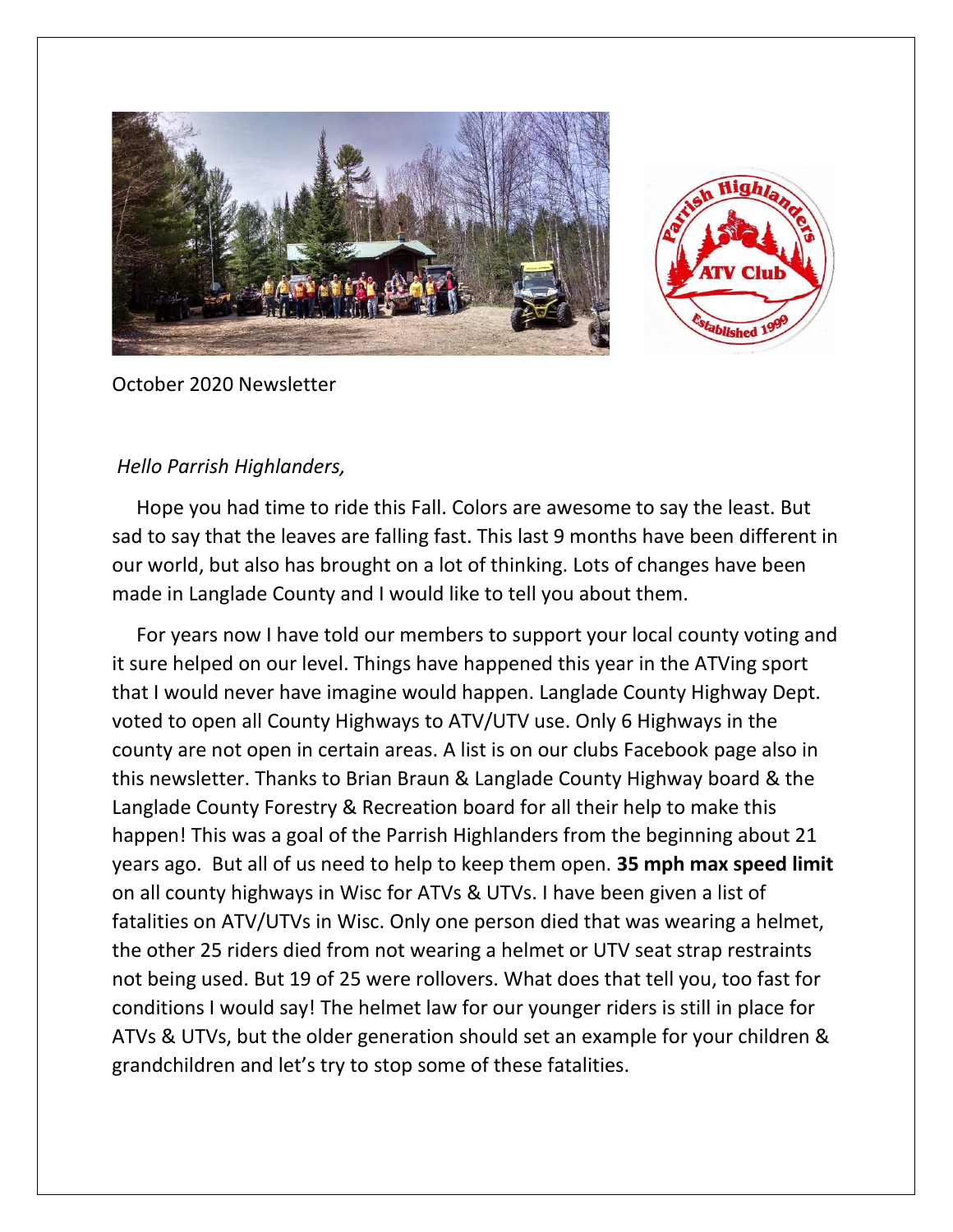October 2020 Newsletter

*Hello Parrish Highlanders,*

Hope you had time to ride this Fall. Colors are awesome to say the least. But sad to say that the leaves are falling fast. This last 9 months have been different in our world, but also has brought on a lot of thinking. Lots of changes have been made in Langlade County and I would like to tell you about them.

For years now I have told our members to support your local county voting and it sure helped on our level. Things have happened this year in the ATVing sport that I would never have imagine would happen. Langlade County Highway Dept. voted to open all County Highways to ATV/UTV use. Only 6 Highways in the county are not open in certain areas. A list is on our clubs Facebook page also in this newsletter. Thanks to Brian Braun & Langlade County Highway board & the Langlade County Forestry & Recreation board for all their help to make this happen! This was a goal of the Parrish Highlanders from the beginning about 21 years ago. But all of us need to help to keep them open. **35 mph max speed limit** on all county highways in Wisc for ATVs & UTVs. I have been given a list of fatalities on ATV/UTVs in Wisc. Only one person died that was wearing a helmet, the other 25 riders died from not wearing a helmet or UTV seat strap restraints not being used. But 19 of 25 were rollovers. What does that tell you, too fast for conditions I would say! The helmet law for our younger riders is still in place for ATVs & UTVs, but the older generation should set an example for your children & grandchildren and let's try to stop some of these fatalities.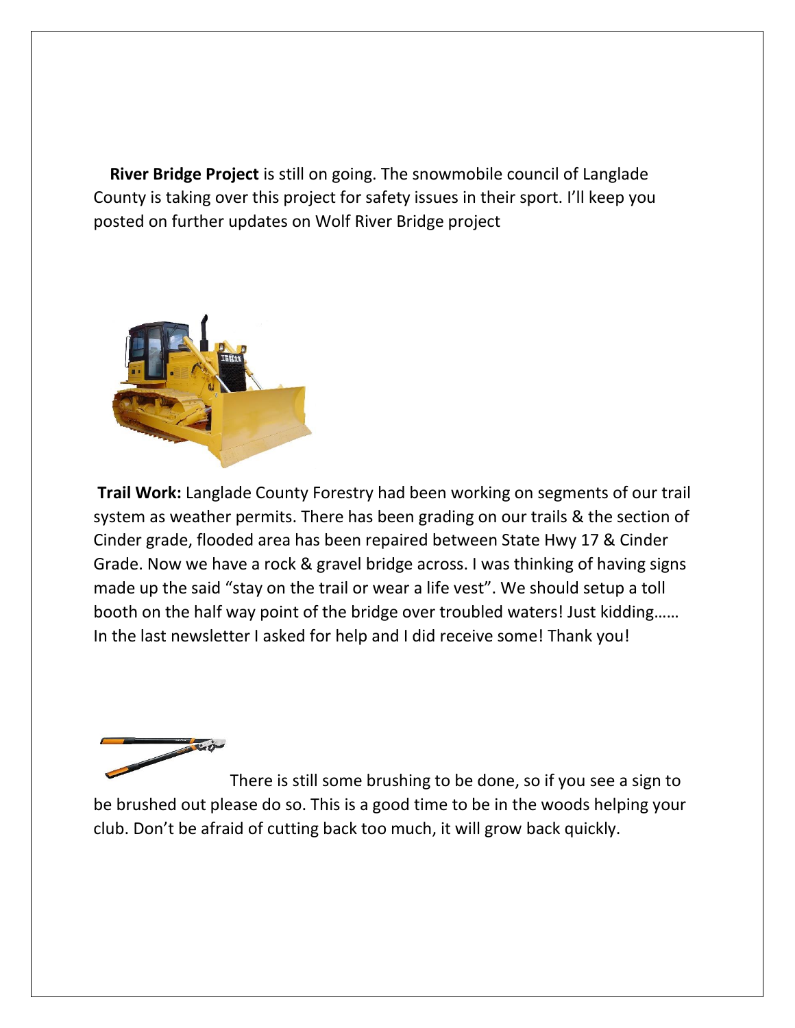**River Bridge Project** is still on going. The snowmobile council of Langlade County is taking over this project for safety issues in their sport. I'll keep you posted on further updates on Wolf River Bridge project

**Trail Work:** Langlade County Forestry had been working on segments of our trail system as weather permits. There has been grading on our trails & the section of Cinder grade, flooded area has been repaired between State Hwy 17 & Cinder Grade. Now we have a rock & gravel bridge across. I was thinking of having signs made up the said "stay on the trail or wear a life vest". We should setup a toll booth on the half way point of the bridge over troubled waters! Just kidding…… In the last newsletter I asked for help and I did receive some! Thank you!

There is still some brushing to be done, so if you see a sign to be brushed out please do so. This is a good time to be in the woods helping your club. Don't be afraid of cutting back too much, it will grow back quickly.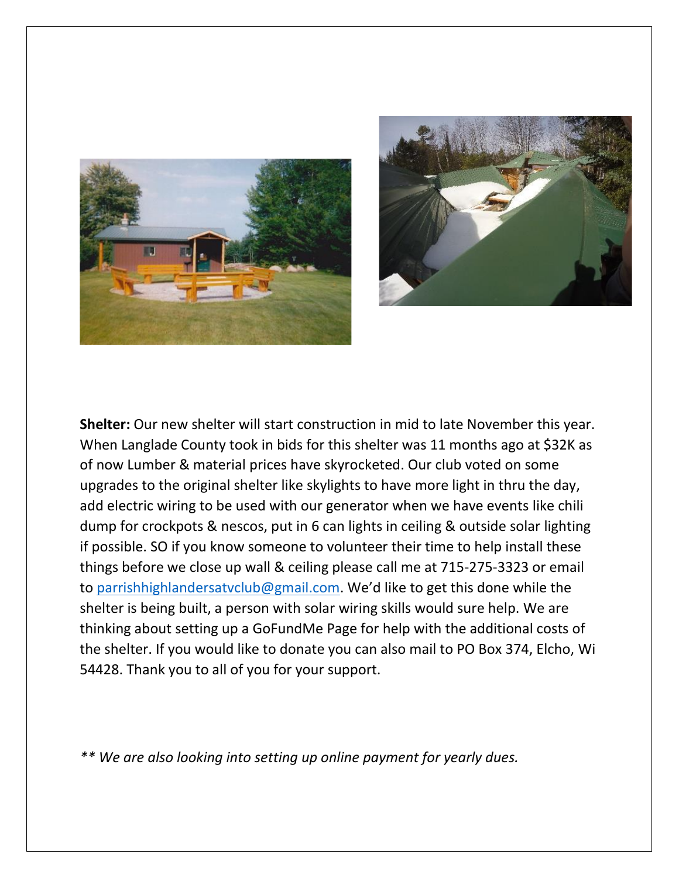**Shelter:** Our new shelter will start construction in mid to late November this year. When Langlade County took in bids for this shelter was 11 months ago at $32K as of now Lumber & material prices have skyrocketed. Our club voted on some upgrades to the original shelter like skylights to have more light in thru the day, add electric wiring to be used with our generator when we have events like chili dump for crockpots & nescos, put in 6 can lights in ceiling & outside solar lighting if possible. SO if you know someone to volunteer their time to help install these things before we close up wall & ceiling please call me at 715-275-3323 or email to [parrishhighlandersatvclub@gmail.com](mailto:parrishhighlandersatvclub@gmail.com). We'd like to get this done while the shelter is being built, a person with solar wiring skills would sure help. We are thinking about setting up a GoFundMe Page for help with the additional costs of the shelter. If you would like to donate you can also mail to PO Box 374, Elcho, Wi 54428. Thank you to all of you for your support.

*** We are also looking into setting up online payment for yearly dues.*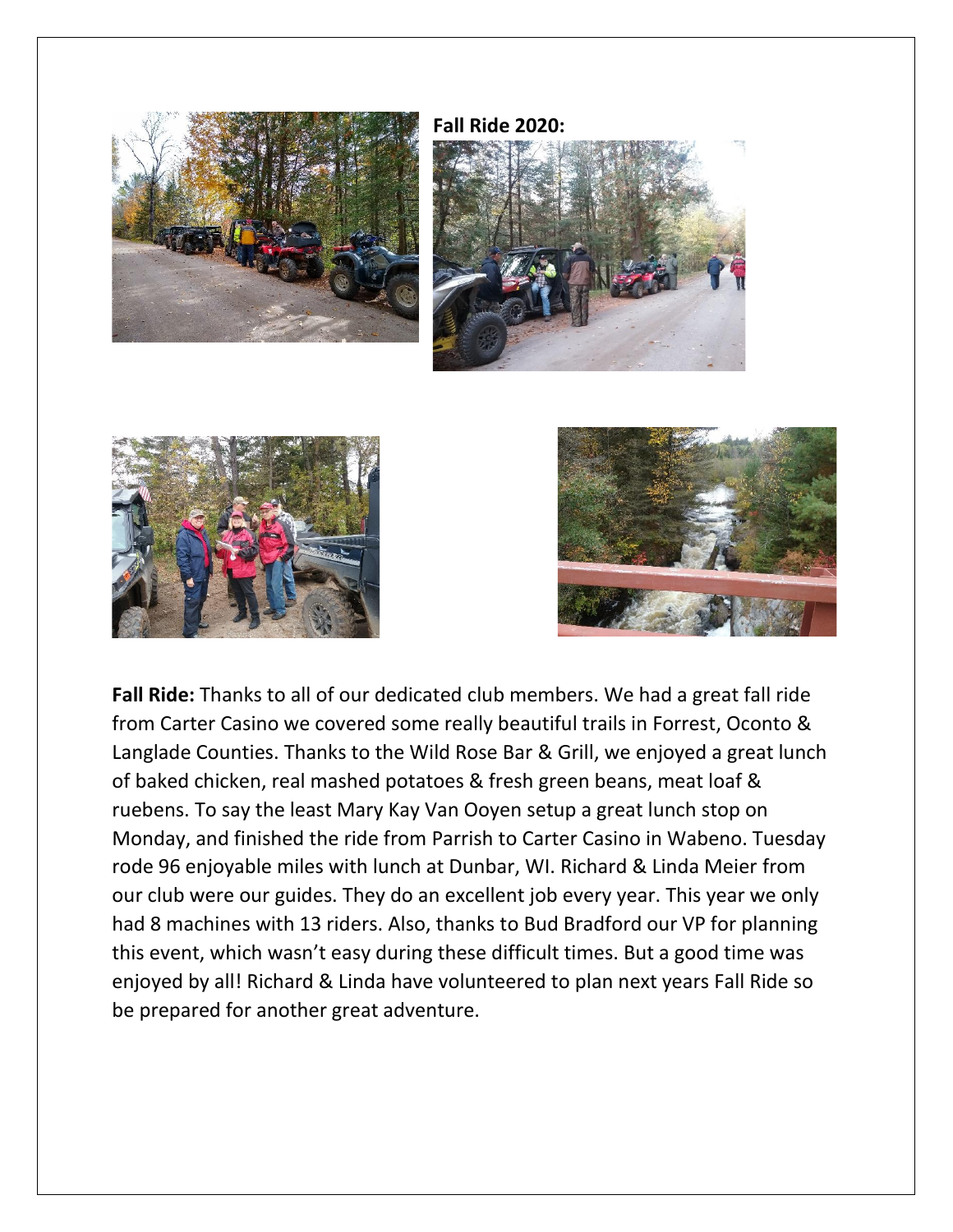**Fall Ride 2020:**

**Fall Ride:** Thanks to all of our dedicated club members. We had a great fall ride from Carter Casino we covered some really beautiful trails in Forrest, Oconto & Langlade Counties. Thanks to the Wild Rose Bar & Grill, we enjoyed a great lunch of baked chicken, real mashed potatoes & fresh green beans, meat loaf & ruebens. To say the least Mary Kay Van Ooyen setup a great lunch stop on Monday, and finished the ride from Parrish to Carter Casino in Wabeno. Tuesday rode 96 enjoyable miles with lunch at Dunbar, WI. Richard & Linda Meier from our club were our guides. They do an excellent job every year. This year we only had 8 machines with 13 riders. Also, thanks to Bud Bradford our VP for planning this event, which wasn't easy during these difficult times. But a good time was enjoyed by all! Richard & Linda have volunteered to plan next years Fall Ride so be prepared for another great adventure.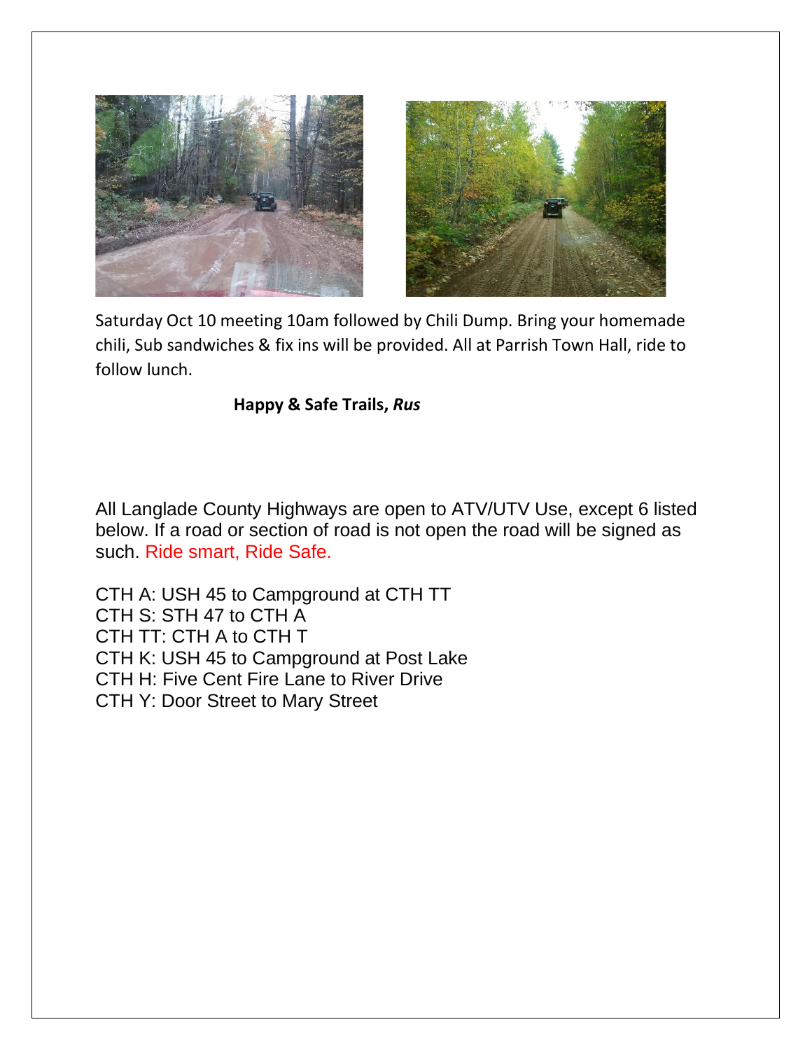Saturday Oct 10 meeting 10am followed by Chili Dump. Bring your homemade chili, Sub sandwiches & fix ins will be provided. All at Parrish Town Hall, ride to follow lunch.

**Happy & Safe Trails, *Rus***

All Langlade County Highways are open to ATV/UTV Use, except 6 listed below. If a road or section of road is not open the road will be signed as such. Ride smart, Ride Safe.

CTH A: USH 45 to Campground at CTH TT  
CTH S: STH 47 to CTH A  
CTH TT: CTH A to CTH T  
CTH K: USH 45 to Campground at Post Lake  
CTH H: Five Cent Fire Lane to River Drive  
CTH Y: Door Street to Mary Street